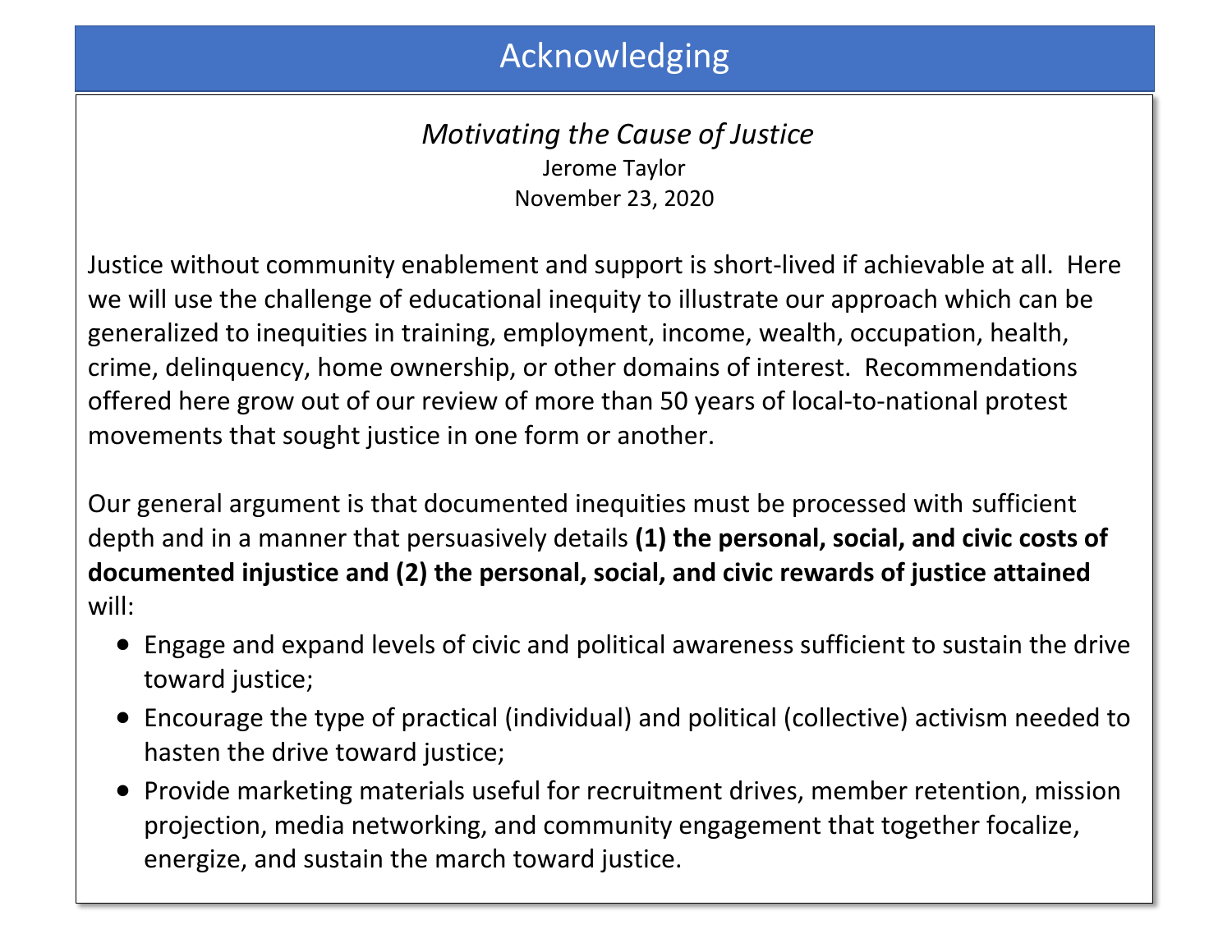# Acknowledging

*Motivating the Cause of Justice*

Jerome Taylor

November 23, 2020

Justice without community enablement and support is short-lived if achievable at all. Here we will use the challenge of educational inequity to illustrate our approach which can be generalized to inequities in training, employment, income, wealth, occupation, health, crime, delinquency, home ownership, or other domains of interest. Recommendations offered here grow out of our review of more than 50 years of local-to-national protest movements that sought justice in one form or another.

Our general argument is that documented inequities must be processed with sufficient depth and in a manner that persuasively details **(1) the personal, social, and civic costs of documented injustice and (2) the personal, social, and civic rewards of justice attained** will:

- Engage and expand levels of civic and political awareness sufficient to sustain the drive toward justice;
- Encourage the type of practical (individual) and political (collective) activism needed to hasten the drive toward justice;
- Provide marketing materials useful for recruitment drives, member retention, mission projection, media networking, and community engagement that together focalize, energize, and sustain the march toward justice.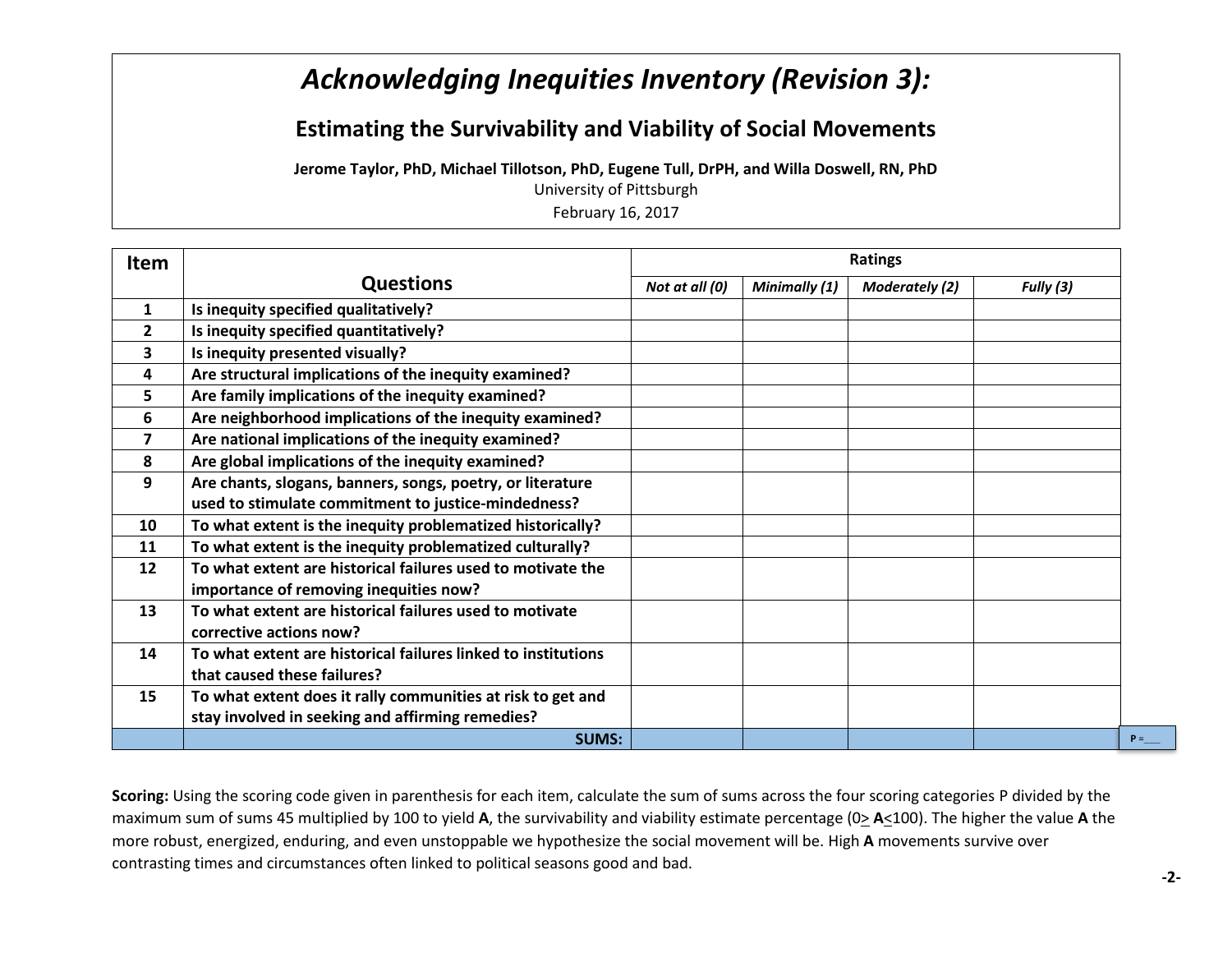# *Acknowledging Inequities Inventory (Revision 3):*

## Estimating the Survivability and Viability of Social Movements

**Jerome Taylor, PhD, Michael Tillotson, PhD, Eugene Tull, DrPH, and Willa Doswell, RN, PhD**

University of Pittsburgh

February 16, 2017

| Item | Questions | Ratings | | | |
|---|---|---|---|---|---|
| | | *Not at all (0)* | *Minimally (1)* | *Moderately (2)* | *Fully (3)* |
| 1 | **Is inequity specified qualitatively?** | | | | |
| 2 | **Is inequity specified quantitatively?** | | | | |
| 3 | **Is inequity presented visually?** | | | | |
| 4 | **Are structural implications of the inequity examined?** | | | | |
| 5 | **Are family implications of the inequity examined?** | | | | |
| 6 | **Are neighborhood implications of the inequity examined?** | | | | |
| 7 | **Are national implications of the inequity examined?** | | | | |
| 8 | **Are global implications of the inequity examined?** | | | | |
| 9 | **Are chants, slogans, banners, songs, poetry, or literature used to stimulate commitment to justice-mindedness?** | | | | |
| 10 | **To what extent is the inequity problematized historically?** | | | | |
| 11 | **To what extent is the inequity problematized culturally?** | | | | |
| 12 | **To what extent are historical failures used to motivate the importance of removing inequities now?** | | | | |
| 13 | **To what extent are historical failures used to motivate corrective actions now?** | | | | |
| 14 | **To what extent are historical failures linked to institutions that caused these failures?** | | | | |
| 15 | **To what extent does it rally communities at risk to get and stay involved in seeking and affirming remedies?** | | | | |
| | **SUMS:** | | | | |

**P =____**

**Scoring:** Using the scoring code given in parenthesis for each item, calculate the sum of sums across the four scoring categories P divided by the maximum sum of sums 45 multiplied by 100 to yield **A**, the survivability and viability estimate percentage ($0 \geq$ **A** $\leq 100$). The higher the value **A** the more robust, energized, enduring, and even unstoppable we hypothesize the social movement will be. High **A** movements survive over contrasting times and circumstances often linked to political seasons good and bad.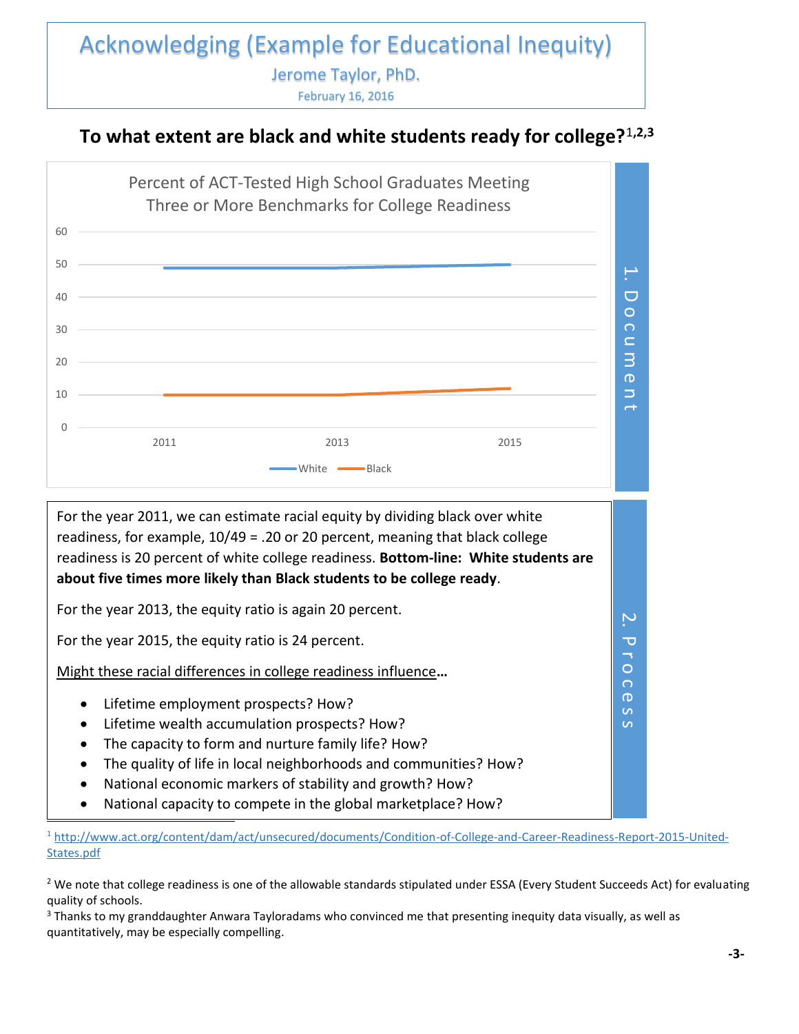# Acknowledging (Example for Educational Inequity)

Jerome Taylor, PhD.

February 16, 2016

## To what extent are black and white students ready for college?[1,2,3]

Percent of ACT-Tested High School Graduates Meeting Three or More Benchmarks for College Readiness

| Year | White | Black |
|---|---|---|
| 2011 | 49 | 10 |
| 2013 | 49 | 10 |
| 2015 | 50 | 12 |

1. Document

For the year 2011, we can estimate racial equity by dividing black over white readiness, for example, 10/49 = .20 or 20 percent, meaning that black college readiness is 20 percent of white college readiness. **Bottom-line: White students are about five times more likely than Black students to be college ready**.

For the year 2013, the equity ratio is again 20 percent.

For the year 2015, the equity ratio is 24 percent.

<u>Might these racial differences in college readiness influence</u>**…**

- Lifetime employment prospects? How?
- Lifetime wealth accumulation prospects? How?
- The capacity to form and nurture family life? How?
- The quality of life in local neighborhoods and communities? How?
- National economic markers of stability and growth? How?
- National capacity to compete in the global marketplace? How?

2. Process

---

[1] http://www.act.org/content/dam/act/unsecured/documents/Condition-of-College-and-Career-Readiness-Report-2015-United-States.pdf

[2] We note that college readiness is one of the allowable standards stipulated under ESSA (Every Student Succeeds Act) for evaluating quality of schools.

[3] Thanks to my granddaughter Anwara Tayloradams who convinced me that presenting inequity data visually, as well as quantitatively, may be especially compelling.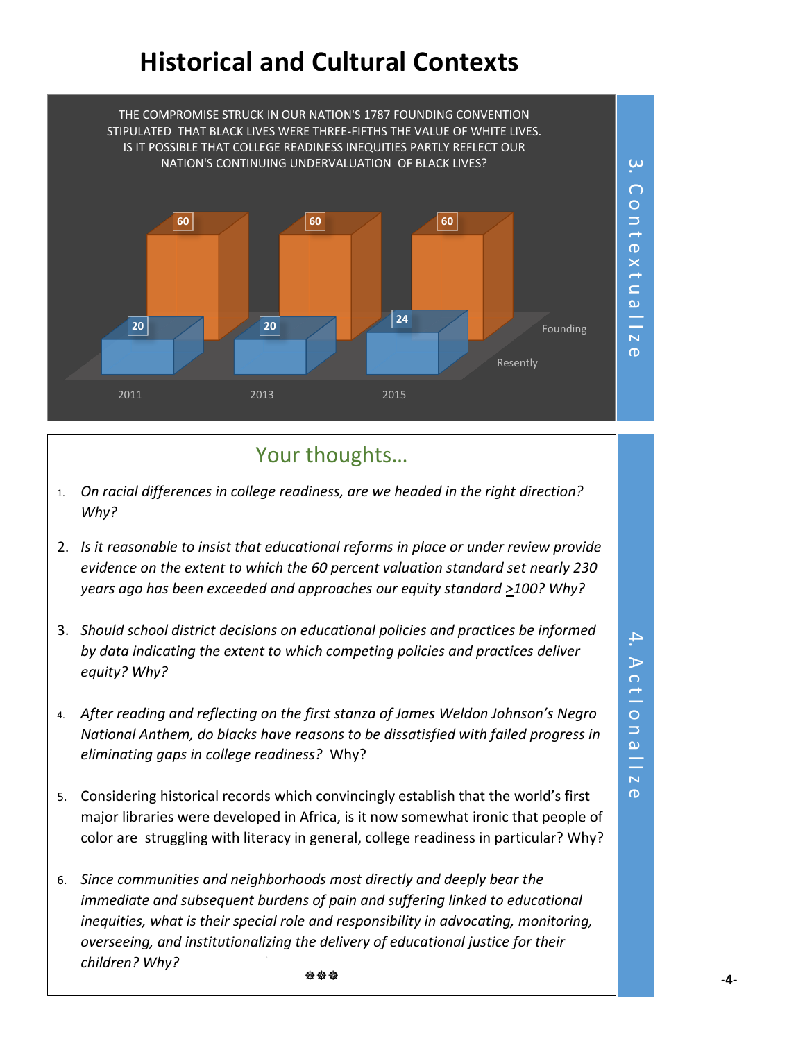# Historical and Cultural Contexts

THE COMPROMISE STRUCK IN OUR NATION'S 1787 FOUNDING CONVENTION STIPULATED THAT BLACK LIVES WERE THREE-FIFTHS THE VALUE OF WHITE LIVES. IS IT POSSIBLE THAT COLLEGE READINESS INEQUITIES PARTLY REFLECT OUR NATION'S CONTINUING UNDERVALUATION OF BLACK LIVES?

| | 2011 | 2013 | 2015 |
|---|---|---|---|
| Founding | 60 | 60 | 60 |
| Resently | 20 | 20 | 24 |

3. Contextualize

## Your thoughts…

1. *On racial differences in college readiness, are we headed in the right direction? Why?*
2. *Is it reasonable to insist that educational reforms in place or under review provide evidence on the extent to which the 60 percent valuation standard set nearly 230 years ago has been exceeded and approaches our equity standard >100? Why?*
3. *Should school district decisions on educational policies and practices be informed by data indicating the extent to which competing policies and practices deliver equity? Why?*
4. *After reading and reflecting on the first stanza of James Weldon Johnson's Negro National Anthem, do blacks have reasons to be dissatisfied with failed progress in eliminating gaps in college readiness?* Why?
5. Considering historical records which convincingly establish that the world's first major libraries were developed in Africa, is it now somewhat ironic that people of color are struggling with literacy in general, college readiness in particular? Why?
6. *Since communities and neighborhoods most directly and deeply bear the immediate and subsequent burdens of pain and suffering linked to educational inequities, what is their special role and responsibility in advocating, monitoring, overseeing, and institutionalizing the delivery of educational justice for their children? Why?*

❁❁❁

4. Actionalize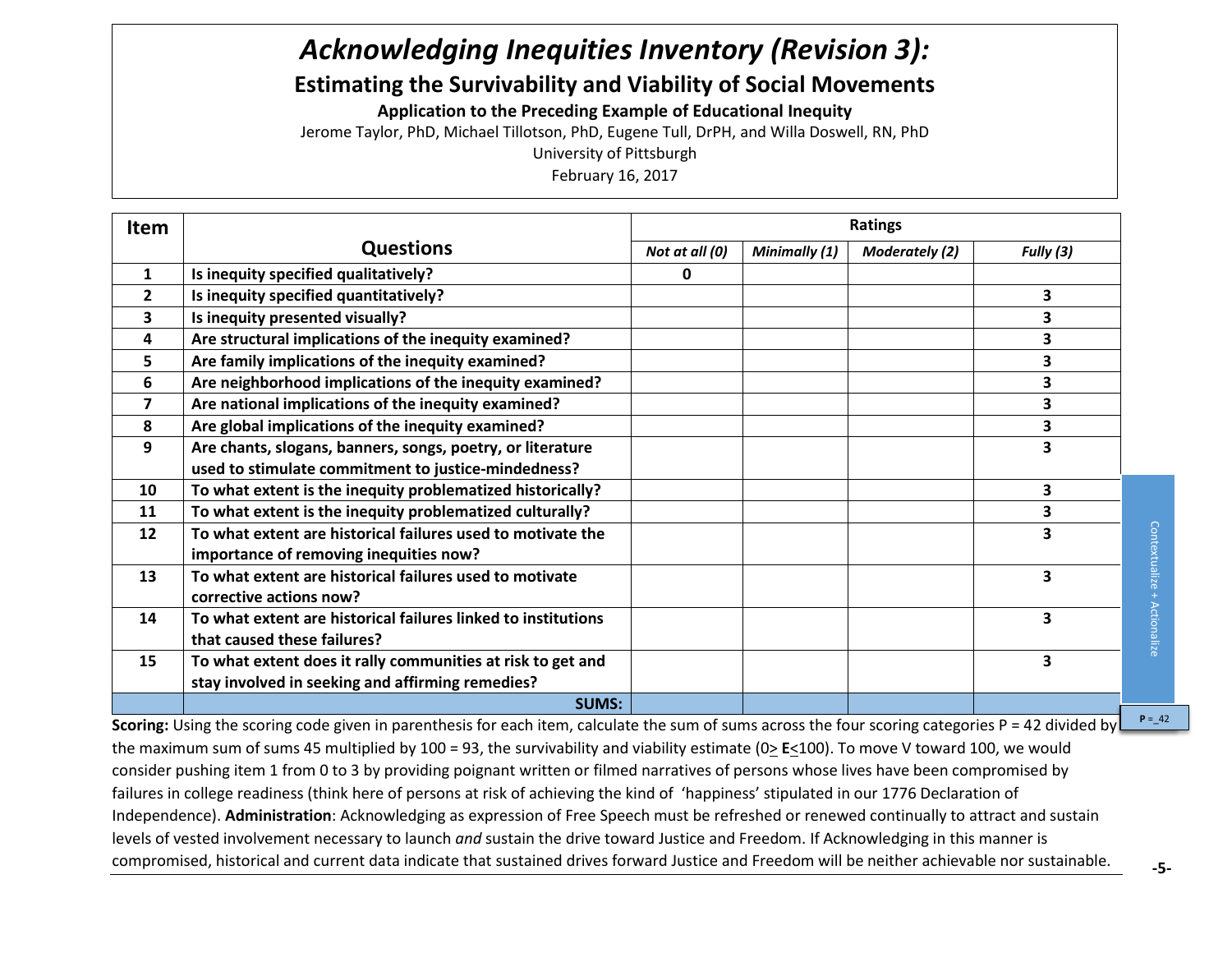# *Acknowledging Inequities Inventory (Revision 3):*

## Estimating the Survivability and Viability of Social Movements

### Application to the Preceding Example of Educational Inequity

Jerome Taylor, PhD, Michael Tillotson, PhD, Eugene Tull, DrPH, and Willa Doswell, RN, PhD

University of Pittsburgh

February 16, 2017

| Item | Questions | Ratings | | | |
|---|---|---|---|---|---|
| | | *Not at all (0)* | *Minimally (1)* | *Moderately (2)* | *Fully (3)* |
| **1** | **Is inequity specified qualitatively?** | **0** | | | |
| **2** | **Is inequity specified quantitatively?** | | | | **3** |
| **3** | **Is inequity presented visually?** | | | | **3** |
| **4** | **Are structural implications of the inequity examined?** | | | | **3** |
| **5** | **Are family implications of the inequity examined?** | | | | **3** |
| **6** | **Are neighborhood implications of the inequity examined?** | | | | **3** |
| **7** | **Are national implications of the inequity examined?** | | | | **3** |
| **8** | **Are global implications of the inequity examined?** | | | | **3** |
| **9** | **Are chants, slogans, banners, songs, poetry, or literature used to stimulate commitment to justice-mindedness?** | | | | **3** |
| **10** | **To what extent is the inequity problematized historically?** | | | | **3** |
| **11** | **To what extent is the inequity problematized culturally?** | | | | **3** |
| **12** | **To what extent are historical failures used to motivate the importance of removing inequities now?** | | | | **3** |
| **13** | **To what extent are historical failures used to motivate corrective actions now?** | | | | **3** |
| **14** | **To what extent are historical failures linked to institutions that caused these failures?** | | | | **3** |
| **15** | **To what extent does it rally communities at risk to get and stay involved in seeking and affirming remedies?** | | | | **3** |
| | **SUMS:** | | | | |

Contextualize + Actionalize

**P** = _42

**Scoring:** Using the scoring code given in parenthesis for each item, calculate the sum of sums across the four scoring categories P = 42 divided by the maximum sum of sums 45 multiplied by 100 = 93, the survivability and viability estimate ($0 \geq$ **E** $\leq 100$). To move V toward 100, we would consider pushing item 1 from 0 to 3 by providing poignant written or filmed narratives of persons whose lives have been compromised by failures in college readiness (think here of persons at risk of achieving the kind of 'happiness' stipulated in our 1776 Declaration of Independence). **Administration**: Acknowledging as expression of Free Speech must be refreshed or renewed continually to attract and sustain levels of vested involvement necessary to launch *and* sustain the drive toward Justice and Freedom. If Acknowledging in this manner is compromised, historical and current data indicate that sustained drives forward Justice and Freedom will be neither achievable nor sustainable.